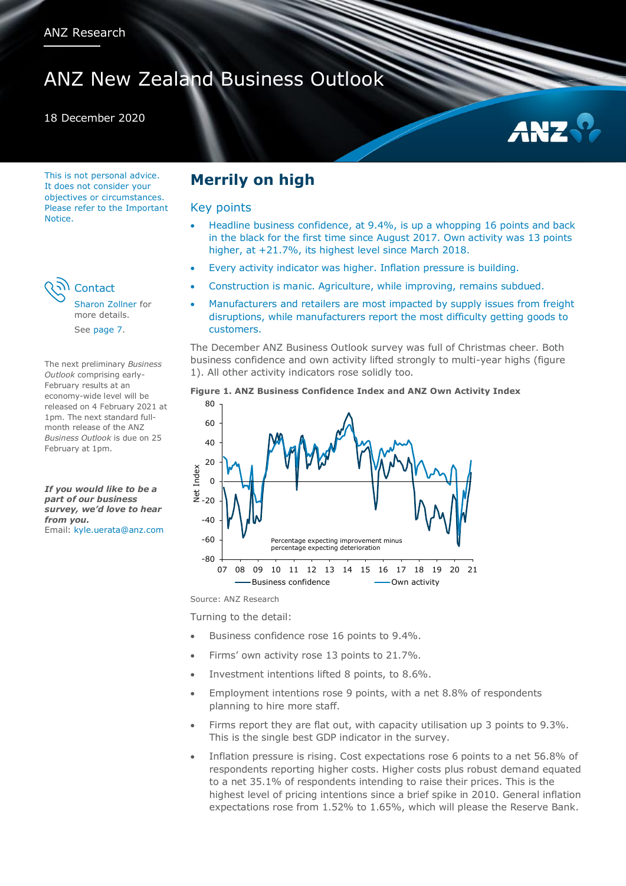ANZ Research

# ANZ New Zealand Business Outlook

18 December 2020

This is not personal advice. It does not consider your objectives or circumstances. Please refer to the Important Notice.

**Contact**

Sharon Zollner for more details.

See page 7.

The next preliminary *Business Outlook* comprising early-February results at an economy-wide level will be released on 4 February 2021 at 1pm. The next standard full-month release of the ANZ *Business Outlook* is due on 25 February at 1pm.

***If you would like to be a part of our business survey, we'd love to hear from you.***
Email: kyle.uerata@anz.com

## Merrily on high

### Key points

- Headline business confidence, at 9.4%, is up a whopping 16 points and back in the black for the first time since August 2017. Own activity was 13 points higher, at +21.7%, its highest level since March 2018.
- Every activity indicator was higher. Inflation pressure is building.
- Construction is manic. Agriculture, while improving, remains subdued.
- Manufacturers and retailers are most impacted by supply issues from freight disruptions, while manufacturers report the most difficulty getting goods to customers.

The December ANZ Business Outlook survey was full of Christmas cheer. Both business confidence and own activity lifted strongly to multi-year highs (figure 1). All other activity indicators rose solidly too.

**Figure 1. ANZ Business Confidence Index and ANZ Own Activity Index**

Source: ANZ Research

Turning to the detail:

- Business confidence rose 16 points to 9.4%.
- Firms' own activity rose 13 points to 21.7%.
- Investment intentions lifted 8 points, to 8.6%.
- Employment intentions rose 9 points, with a net 8.8% of respondents planning to hire more staff.
- Firms report they are flat out, with capacity utilisation up 3 points to 9.3%. This is the single best GDP indicator in the survey.
- Inflation pressure is rising. Cost expectations rose 6 points to a net 56.8% of respondents reporting higher costs. Higher costs plus robust demand equated to a net 35.1% of respondents intending to raise their prices. This is the highest level of pricing intentions since a brief spike in 2010. General inflation expectations rose from 1.52% to 1.65%, which will please the Reserve Bank.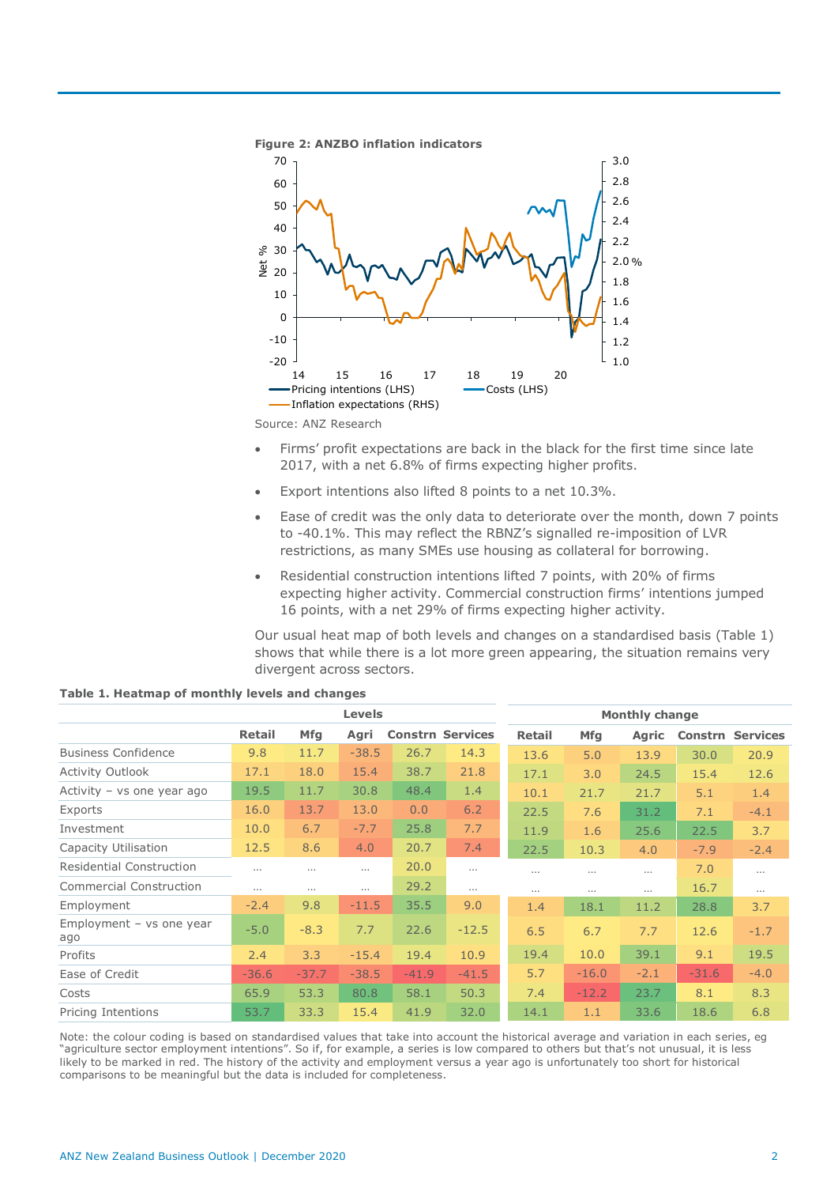**Figure 2: ANZBO inflation indicators**

Source: ANZ Research

- Firms' profit expectations are back in the black for the first time since late 2017, with a net 6.8% of firms expecting higher profits.
- Export intentions also lifted 8 points to a net 10.3%.
- Ease of credit was the only data to deteriorate over the month, down 7 points to -40.1%. This may reflect the RBNZ's signalled re-imposition of LVR restrictions, as many SMEs use housing as collateral for borrowing.
- Residential construction intentions lifted 7 points, with 20% of firms expecting higher activity. Commercial construction firms' intentions jumped 16 points, with a net 29% of firms expecting higher activity.

Our usual heat map of both levels and changes on a standardised basis (Table 1) shows that while there is a lot more green appearing, the situation remains very divergent across sectors.

**Table 1. Heatmap of monthly levels and changes**

| | Levels | | | | | Monthly change | | | | |
|---|---|---|---|---|---|---|---|---|---|---|
| | Retail | Mfg | Agri | Constrn | Services | Retail | Mfg | Agric | Constrn | Services |
| Business Confidence | 9.8 | 11.7 | -38.5 | 26.7 | 14.3 | 13.6 | 5.0 | 13.9 | 30.0 | 20.9 |
| Activity Outlook | 17.1 | 18.0 | 15.4 | 38.7 | 21.8 | 17.1 | 3.0 | 24.5 | 15.4 | 12.6 |
| Activity – vs one year ago | 19.5 | 11.7 | 30.8 | 48.4 | 1.4 | 10.1 | 21.7 | 21.7 | 5.1 | 1.4 |
| Exports | 16.0 | 13.7 | 13.0 | 0.0 | 6.2 | 22.5 | 7.6 | 31.2 | 7.1 | -4.1 |
| Investment | 10.0 | 6.7 | -7.7 | 25.8 | 7.7 | 11.9 | 1.6 | 25.6 | 22.5 | 3.7 |
| Capacity Utilisation | 12.5 | 8.6 | 4.0 | 20.7 | 7.4 | 22.5 | 10.3 | 4.0 | -7.9 | -2.4 |
| Residential Construction | … | … | … | 20.0 | … | … | … | … | 7.0 | … |
| Commercial Construction | … | … | … | 29.2 | … | … | … | … | 16.7 | … |
| Employment | -2.4 | 9.8 | -11.5 | 35.5 | 9.0 | 1.4 | 18.1 | 11.2 | 28.8 | 3.7 |
| Employment – vs one year ago | -5.0 | -8.3 | 7.7 | 22.6 | -12.5 | 6.5 | 6.7 | 7.7 | 12.6 | -1.7 |
| Profits | 2.4 | 3.3 | -15.4 | 19.4 | 10.9 | 19.4 | 10.0 | 39.1 | 9.1 | 19.5 |
| Ease of Credit | -36.6 | -37.7 | -38.5 | -41.9 | -41.5 | 5.7 | -16.0 | -2.1 | -31.6 | -4.0 |
| Costs | 65.9 | 53.3 | 80.8 | 58.1 | 50.3 | 7.4 | -12.2 | 23.7 | 8.1 | 8.3 |
| Pricing Intentions | 53.7 | 33.3 | 15.4 | 41.9 | 32.0 | 14.1 | 1.1 | 33.6 | 18.6 | 6.8 |

Note: the colour coding is based on standardised values that take into account the historical average and variation in each series, eg "agriculture sector employment intentions". So if, for example, a series is low compared to others but that's not unusual, it is less likely to be marked in red. The history of the activity and employment versus a year ago is unfortunately too short for historical comparisons to be meaningful but the data is included for completeness.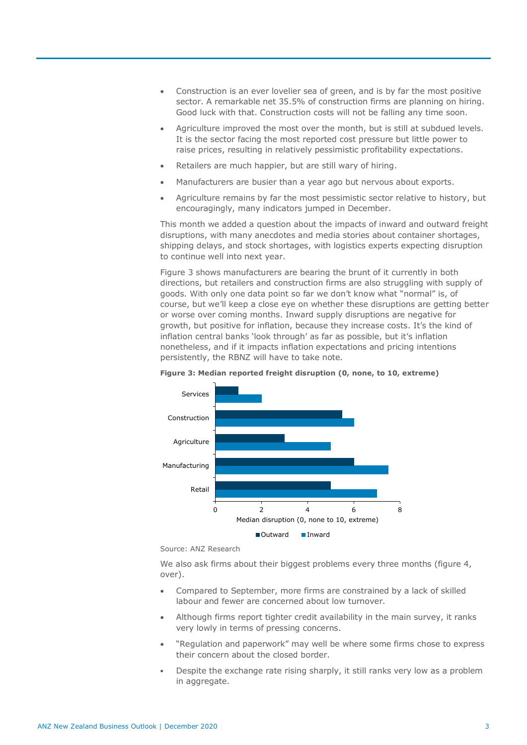- Construction is an ever lovelier sea of green, and is by far the most positive sector. A remarkable net 35.5% of construction firms are planning on hiring. Good luck with that. Construction costs will not be falling any time soon.
- Agriculture improved the most over the month, but is still at subdued levels. It is the sector facing the most reported cost pressure but little power to raise prices, resulting in relatively pessimistic profitability expectations.
- Retailers are much happier, but are still wary of hiring.
- Manufacturers are busier than a year ago but nervous about exports.
- Agriculture remains by far the most pessimistic sector relative to history, but encouragingly, many indicators jumped in December.

This month we added a question about the impacts of inward and outward freight disruptions, with many anecdotes and media stories about container shortages, shipping delays, and stock shortages, with logistics experts expecting disruption to continue well into next year.

Figure 3 shows manufacturers are bearing the brunt of it currently in both directions, but retailers and construction firms are also struggling with supply of goods. With only one data point so far we don't know what "normal" is, of course, but we'll keep a close eye on whether these disruptions are getting better or worse over coming months. Inward supply disruptions are negative for growth, but positive for inflation, because they increase costs. It's the kind of inflation central banks 'look through' as far as possible, but it's inflation nonetheless, and if it impacts inflation expectations and pricing intentions persistently, the RBNZ will have to take note.

**Figure 3: Median reported freight disruption (0, none, to 10, extreme)**

| Sector | Outward | Inward |
|---|---|---|
| Services | 1 | 2 |
| Construction | 5.5 | 6 |
| Agriculture | 3 | 5 |
| Manufacturing | 6 | 7.5 |
| Retail | 5 | 7 |

Median disruption (0, none to 10, extreme)

Source: ANZ Research

We also ask firms about their biggest problems every three months (figure 4, over).

- Compared to September, more firms are constrained by a lack of skilled labour and fewer are concerned about low turnover.
- Although firms report tighter credit availability in the main survey, it ranks very lowly in terms of pressing concerns.
- "Regulation and paperwork" may well be where some firms chose to express their concern about the closed border.
- Despite the exchange rate rising sharply, it still ranks very low as a problem in aggregate.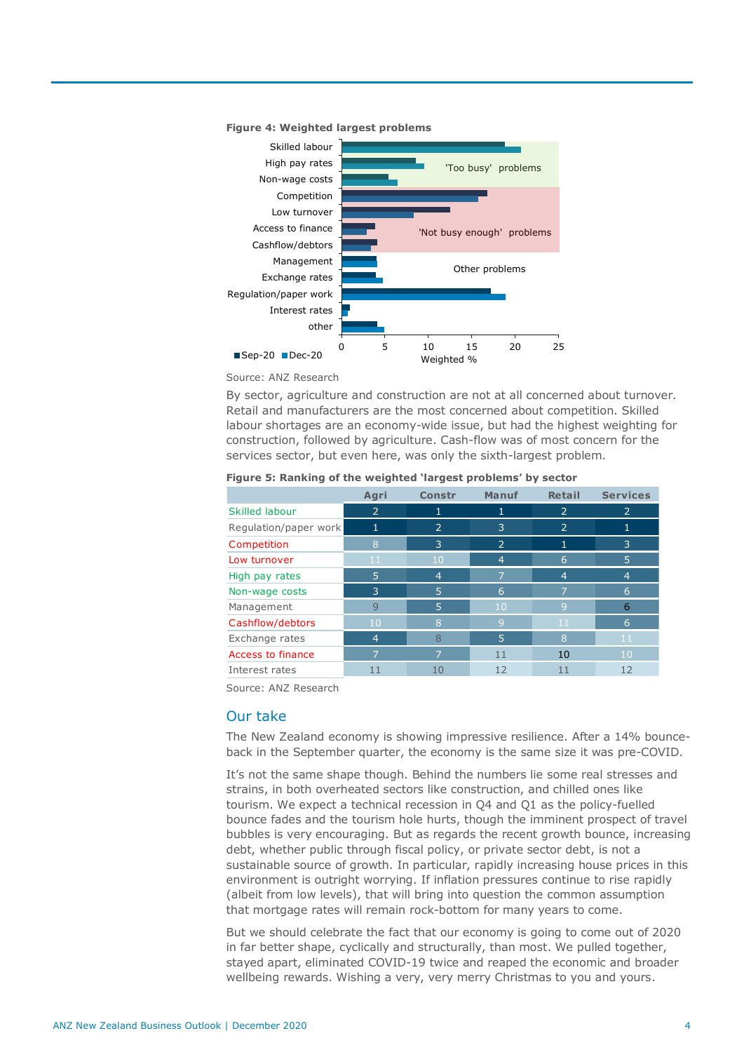**Figure 4: Weighted largest problems**

Source: ANZ Research

By sector, agriculture and construction are not at all concerned about turnover. Retail and manufacturers are the most concerned about competition. Skilled labour shortages are an economy-wide issue, but had the highest weighting for construction, followed by agriculture. Cash-flow was of most concern for the services sector, but even here, was only the sixth-largest problem.

**Figure 5: Ranking of the weighted 'largest problems' by sector**

| | Agri | Constr | Manuf | Retail | Services |
|---|---|---|---|---|---|
| Skilled labour | 2 | 1 | 1 | 2 | 2 |
| Regulation/paper work | 1 | 2 | 3 | 2 | 1 |
| Competition | 8 | 3 | 2 | 1 | 3 |
| Low turnover | 11 | 10 | 4 | 6 | 5 |
| High pay rates | 5 | 4 | 7 | 4 | 4 |
| Non-wage costs | 3 | 5 | 6 | 7 | 6 |
| Management | 9 | 5 | 10 | 9 | 6 |
| Cashflow/debtors | 10 | 8 | 9 | 11 | 6 |
| Exchange rates | 4 | 8 | 5 | 8 | 11 |
| Access to finance | 7 | 7 | 11 | 10 | 10 |
| Interest rates | 11 | 10 | 12 | 11 | 12 |

Source: ANZ Research

## Our take

The New Zealand economy is showing impressive resilience. After a 14% bounce-back in the September quarter, the economy is the same size it was pre-COVID.

It's not the same shape though. Behind the numbers lie some real stresses and strains, in both overheated sectors like construction, and chilled ones like tourism. We expect a technical recession in Q4 and Q1 as the policy-fuelled bounce fades and the tourism hole hurts, though the imminent prospect of travel bubbles is very encouraging. But as regards the recent growth bounce, increasing debt, whether public through fiscal policy, or private sector debt, is not a sustainable source of growth. In particular, rapidly increasing house prices in this environment is outright worrying. If inflation pressures continue to rise rapidly (albeit from low levels), that will bring into question the common assumption that mortgage rates will remain rock-bottom for many years to come.

But we should celebrate the fact that our economy is going to come out of 2020 in far better shape, cyclically and structurally, than most. We pulled together, stayed apart, eliminated COVID-19 twice and reaped the economic and broader wellbeing rewards. Wishing a very, very merry Christmas to you and yours.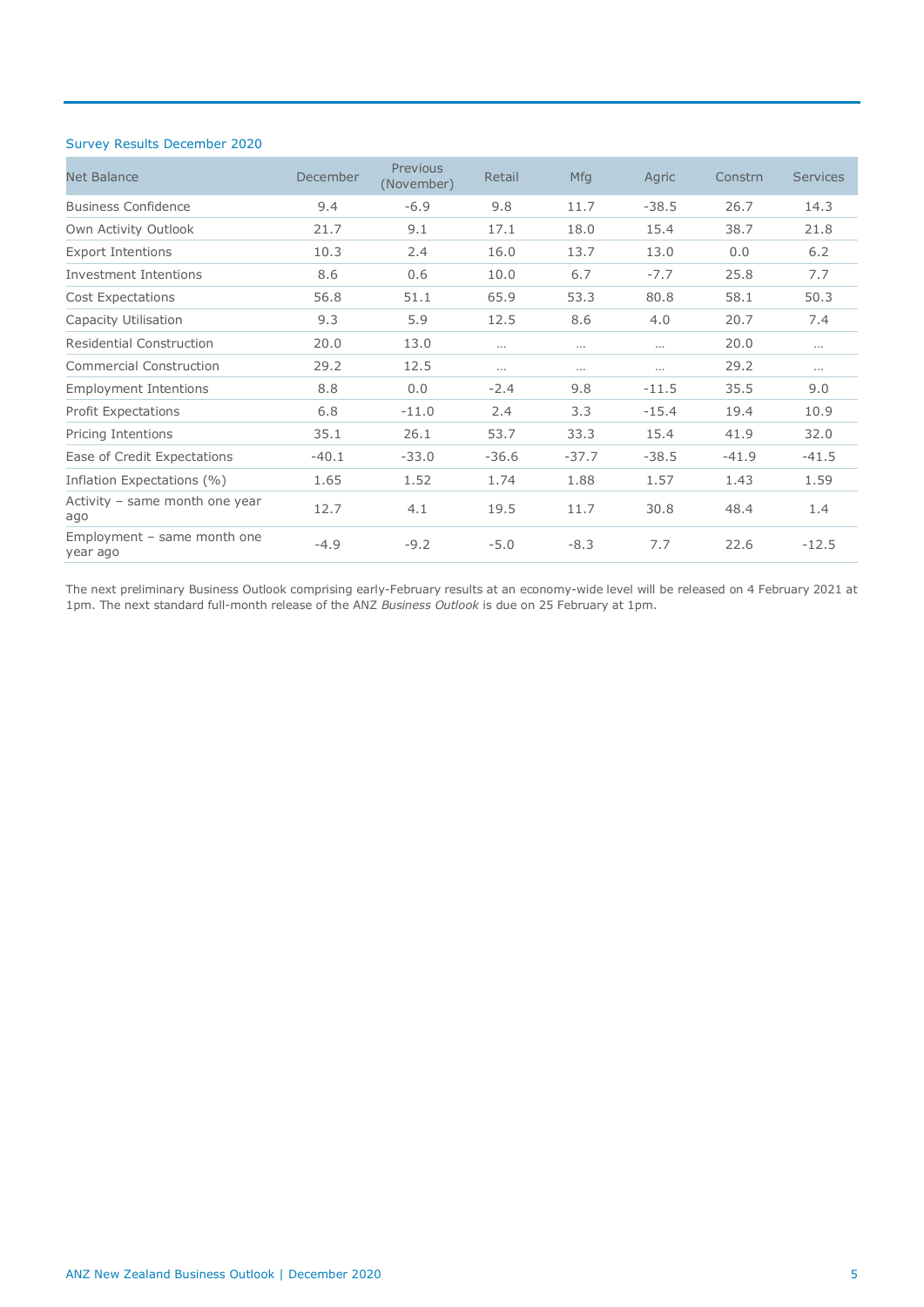Survey Results December 2020

| Net Balance | December | Previous (November) | Retail | Mfg | Agric | Constrn | Services |
|---|---|---|---|---|---|---|---|
| Business Confidence | 9.4 | -6.9 | 9.8 | 11.7 | -38.5 | 26.7 | 14.3 |
| Own Activity Outlook | 21.7 | 9.1 | 17.1 | 18.0 | 15.4 | 38.7 | 21.8 |
| Export Intentions | 10.3 | 2.4 | 16.0 | 13.7 | 13.0 | 0.0 | 6.2 |
| Investment Intentions | 8.6 | 0.6 | 10.0 | 6.7 | -7.7 | 25.8 | 7.7 |
| Cost Expectations | 56.8 | 51.1 | 65.9 | 53.3 | 80.8 | 58.1 | 50.3 |
| Capacity Utilisation | 9.3 | 5.9 | 12.5 | 8.6 | 4.0 | 20.7 | 7.4 |
| Residential Construction | 20.0 | 13.0 | … | … | … | 20.0 | … |
| Commercial Construction | 29.2 | 12.5 | … | … | … | 29.2 | … |
| Employment Intentions | 8.8 | 0.0 | -2.4 | 9.8 | -11.5 | 35.5 | 9.0 |
| Profit Expectations | 6.8 | -11.0 | 2.4 | 3.3 | -15.4 | 19.4 | 10.9 |
| Pricing Intentions | 35.1 | 26.1 | 53.7 | 33.3 | 15.4 | 41.9 | 32.0 |
| Ease of Credit Expectations | -40.1 | -33.0 | -36.6 | -37.7 | -38.5 | -41.9 | -41.5 |
| Inflation Expectations (%) | 1.65 | 1.52 | 1.74 | 1.88 | 1.57 | 1.43 | 1.59 |
| Activity – same month one year ago | 12.7 | 4.1 | 19.5 | 11.7 | 30.8 | 48.4 | 1.4 |
| Employment – same month one year ago | -4.9 | -9.2 | -5.0 | -8.3 | 7.7 | 22.6 | -12.5 |

The next preliminary Business Outlook comprising early-February results at an economy-wide level will be released on 4 February 2021 at 1pm. The next standard full-month release of the ANZ *Business Outlook* is due on 25 February at 1pm.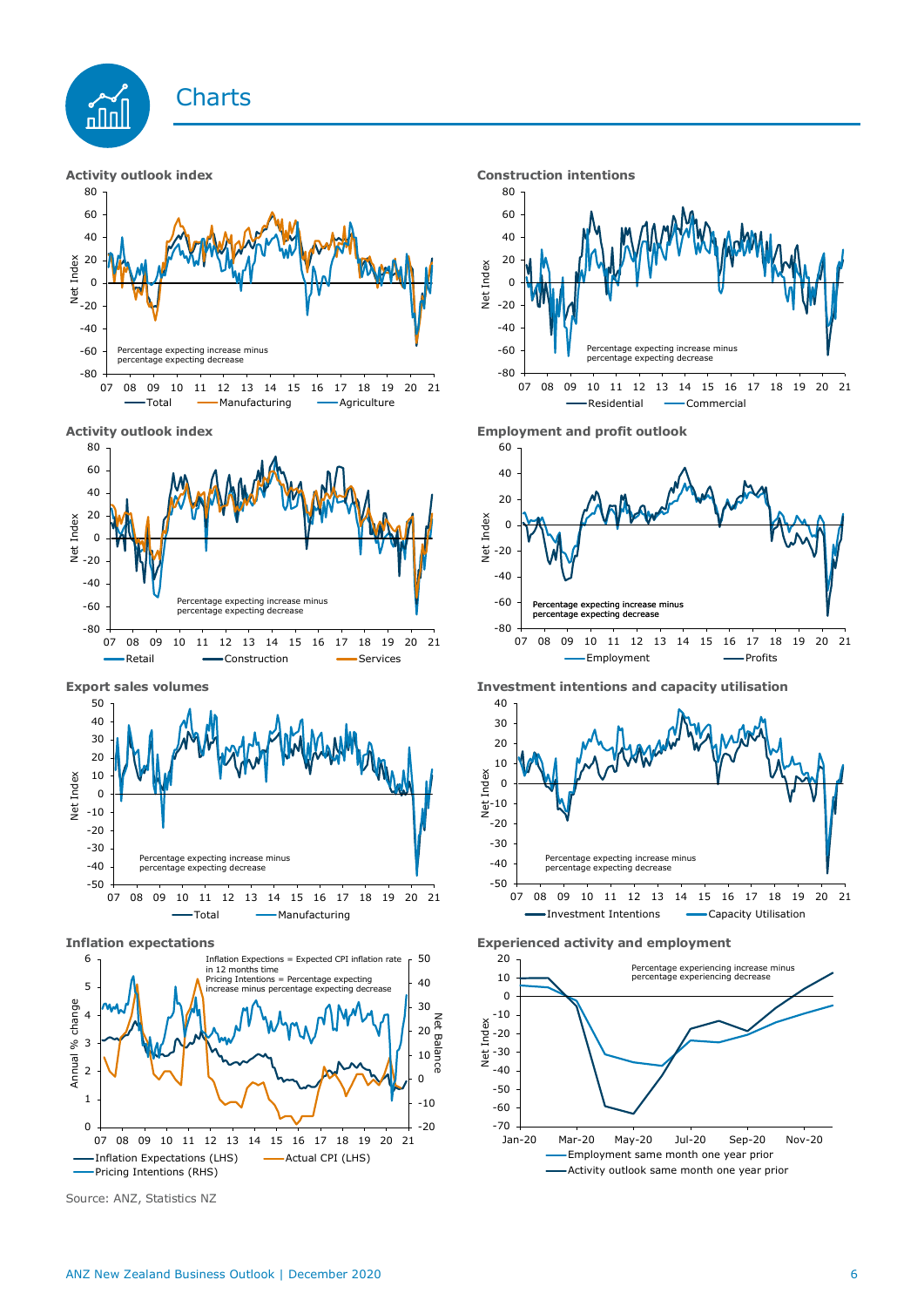# Charts

**Activity outlook index**

Net Index

Percentage expecting increase minus percentage expecting decrease

07 08 09 10 11 12 13 14 15 16 17 18 19 20 21

Total · Manufacturing · Agriculture

**Construction intentions**

Net Index

Percentage expecting increase minus percentage expecting decrease

07 08 09 10 11 12 13 14 15 16 17 18 19 20 21

Residential · Commercial

**Activity outlook index**

Net Index

Percentage expecting increase minus percentage expecting decrease

07 08 09 10 11 12 13 14 15 16 17 18 19 20 21

Retail · Construction · Services

**Employment and profit outlook**

Net Index

Percentage expecting increase minus percentage expecting decrease

07 08 09 10 11 12 13 14 15 16 17 18 19 20 21

Employment · Profits

**Export sales volumes**

Net Index

Percentage expecting increase minus percentage expecting decrease

07 08 09 10 11 12 13 14 15 16 17 18 19 20 21

Total · Manufacturing

**Investment intentions and capacity utilisation**

Net Index

Percentage expecting increase minus percentage expecting decrease

07 08 09 10 11 12 13 14 15 16 17 18 19 20 21

Investment Intentions · Capacity Utilisation

**Inflation expectations**

Annual % change · Net Balance

Inflation Expectations = Expected CPI inflation rate in 12 months time
Pricing Intentions = Percentage expecting increase minus percentage expecting decrease

07 08 09 10 11 12 13 14 15 16 17 18 19 20 21

Inflation Expectations (LHS) · Actual CPI (LHS) · Pricing Intentions (RHS)

**Experienced activity and employment**

Net Index

Percentage experiencing increase minus percentage experiencing decrease

Jan-20 Mar-20 May-20 Jul-20 Sep-20 Nov-20

Employment same month one year prior · Activity outlook same month one year prior

Source: ANZ, Statistics NZ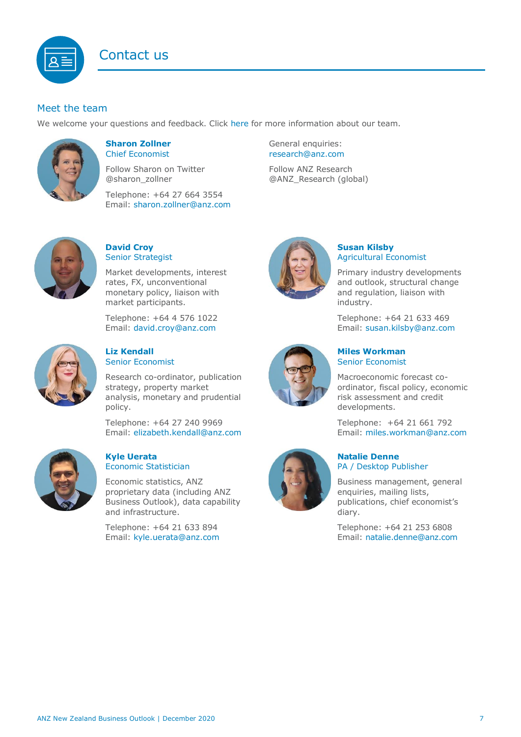# Contact us

## Meet the team

We welcome your questions and feedback. Click here for more information about our team.

**Sharon Zollner**
Chief Economist

Follow Sharon on Twitter @sharon_zollner

Telephone: +64 27 664 3554
Email: sharon.zollner@anz.com

General enquiries:
research@anz.com

Follow ANZ Research @ANZ_Research (global)

**David Croy**
Senior Strategist

Market developments, interest rates, FX, unconventional monetary policy, liaison with market participants.

Telephone: +64 4 576 1022
Email: david.croy@anz.com

**Susan Kilsby**
Agricultural Economist

Primary industry developments and outlook, structural change and regulation, liaison with industry.

Telephone: +64 21 633 469
Email: susan.kilsby@anz.com

**Liz Kendall**
Senior Economist

Research co-ordinator, publication strategy, property market analysis, monetary and prudential policy.

Telephone: +64 27 240 9969
Email: elizabeth.kendall@anz.com

**Miles Workman**
Senior Economist

Macroeconomic forecast co-ordinator, fiscal policy, economic risk assessment and credit developments.

Telephone: +64 21 661 792
Email: miles.workman@anz.com

**Kyle Uerata**
Economic Statistician

Economic statistics, ANZ proprietary data (including ANZ Business Outlook), data capability and infrastructure.

Telephone: +64 21 633 894
Email: kyle.uerata@anz.com

**Natalie Denne**
PA / Desktop Publisher

Business management, general enquiries, mailing lists, publications, chief economist's diary.

Telephone: +64 21 253 6808
Email: natalie.denne@anz.com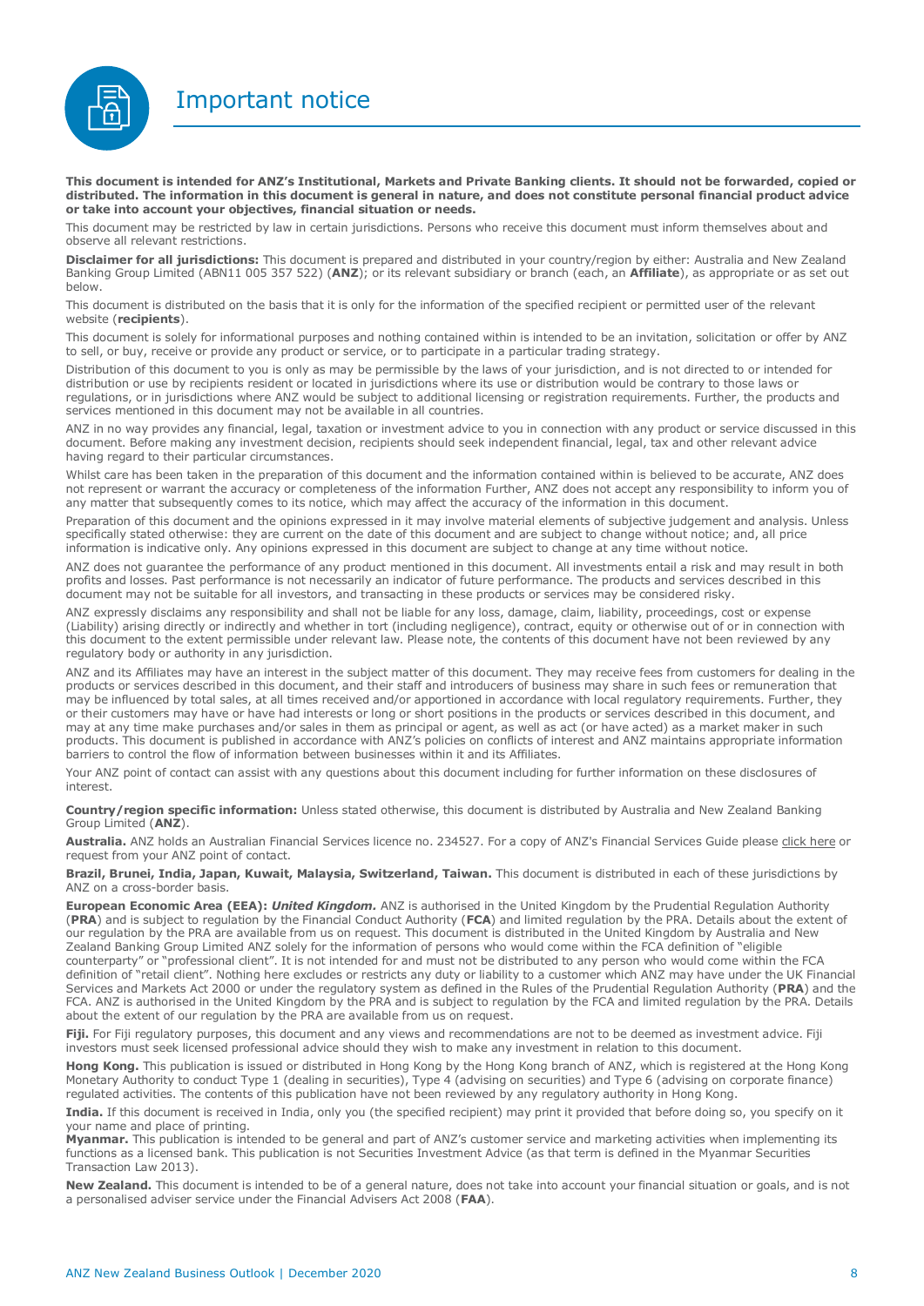# Important notice

**This document is intended for ANZ's Institutional, Markets and Private Banking clients. It should not be forwarded, copied or distributed. The information in this document is general in nature, and does not constitute personal financial product advice or take into account your objectives, financial situation or needs.**

This document may be restricted by law in certain jurisdictions. Persons who receive this document must inform themselves about and observe all relevant restrictions.

**Disclaimer for all jurisdictions:** This document is prepared and distributed in your country/region by either: Australia and New Zealand Banking Group Limited (ABN11 005 357 522) (**ANZ**); or its relevant subsidiary or branch (each, an **Affiliate**), as appropriate or as set out below.

This document is distributed on the basis that it is only for the information of the specified recipient or permitted user of the relevant website (**recipients**).

This document is solely for informational purposes and nothing contained within is intended to be an invitation, solicitation or offer by ANZ to sell, or buy, receive or provide any product or service, or to participate in a particular trading strategy.

Distribution of this document to you is only as may be permissible by the laws of your jurisdiction, and is not directed to or intended for distribution or use by recipients resident or located in jurisdictions where its use or distribution would be contrary to those laws or regulations, or in jurisdictions where ANZ would be subject to additional licensing or registration requirements. Further, the products and services mentioned in this document may not be available in all countries.

ANZ in no way provides any financial, legal, taxation or investment advice to you in connection with any product or service discussed in this document. Before making any investment decision, recipients should seek independent financial, legal, tax and other relevant advice having regard to their particular circumstances.

Whilst care has been taken in the preparation of this document and the information contained within is believed to be accurate, ANZ does not represent or warrant the accuracy or completeness of the information Further, ANZ does not accept any responsibility to inform you of any matter that subsequently comes to its notice, which may affect the accuracy of the information in this document.

Preparation of this document and the opinions expressed in it may involve material elements of subjective judgement and analysis. Unless specifically stated otherwise: they are current on the date of this document and are subject to change without notice; and, all price information is indicative only. Any opinions expressed in this document are subject to change at any time without notice.

ANZ does not guarantee the performance of any product mentioned in this document. All investments entail a risk and may result in both profits and losses. Past performance is not necessarily an indicator of future performance. The products and services described in this document may not be suitable for all investors, and transacting in these products or services may be considered risky.

ANZ expressly disclaims any responsibility and shall not be liable for any loss, damage, claim, liability, proceedings, cost or expense (Liability) arising directly or indirectly and whether in tort (including negligence), contract, equity or otherwise out of or in connection with this document to the extent permissible under relevant law. Please note, the contents of this document have not been reviewed by any regulatory body or authority in any jurisdiction.

ANZ and its Affiliates may have an interest in the subject matter of this document. They may receive fees from customers for dealing in the products or services described in this document, and their staff and introducers of business may share in such fees or remuneration that may be influenced by total sales, at all times received and/or apportioned in accordance with local regulatory requirements. Further, they or their customers may have or have had interests or long or short positions in the products or services described in this document, and may at any time make purchases and/or sales in them as principal or agent, as well as act (or have acted) as a market maker in such products. This document is published in accordance with ANZ's policies on conflicts of interest and ANZ maintains appropriate information barriers to control the flow of information between businesses within it and its Affiliates.

Your ANZ point of contact can assist with any questions about this document including for further information on these disclosures of interest.

**Country/region specific information:** Unless stated otherwise, this document is distributed by Australia and New Zealand Banking Group Limited (**ANZ**).

**Australia.** ANZ holds an Australian Financial Services licence no. 234527. For a copy of ANZ's Financial Services Guide please click here or request from your ANZ point of contact.

**Brazil, Brunei, India, Japan, Kuwait, Malaysia, Switzerland, Taiwan.** This document is distributed in each of these jurisdictions by ANZ on a cross-border basis.

**European Economic Area (EEA):** ***United Kingdom.*** ANZ is authorised in the United Kingdom by the Prudential Regulation Authority (**PRA**) and is subject to regulation by the Financial Conduct Authority (**FCA**) and limited regulation by the PRA. Details about the extent of our regulation by the PRA are available from us on request. This document is distributed in the United Kingdom by Australia and New Zealand Banking Group Limited ANZ solely for the information of persons who would come within the FCA definition of "eligible counterparty" or "professional client". It is not intended for and must not be distributed to any person who would come within the FCA definition of "retail client". Nothing here excludes or restricts any duty or liability to a customer which ANZ may have under the UK Financial Services and Markets Act 2000 or under the regulatory system as defined in the Rules of the Prudential Regulation Authority (**PRA**) and the FCA. ANZ is authorised in the United Kingdom by the PRA and is subject to regulation by the FCA and limited regulation by the PRA. Details about the extent of our regulation by the PRA are available from us on request.

**Fiji.** For Fiji regulatory purposes, this document and any views and recommendations are not to be deemed as investment advice. Fiji investors must seek licensed professional advice should they wish to make any investment in relation to this document.

**Hong Kong.** This publication is issued or distributed in Hong Kong by the Hong Kong branch of ANZ, which is registered at the Hong Kong Monetary Authority to conduct Type 1 (dealing in securities), Type 4 (advising on securities) and Type 6 (advising on corporate finance) regulated activities. The contents of this publication have not been reviewed by any regulatory authority in Hong Kong.

**India.** If this document is received in India, only you (the specified recipient) may print it provided that before doing so, you specify on it your name and place of printing.

**Myanmar.** This publication is intended to be general and part of ANZ's customer service and marketing activities when implementing its functions as a licensed bank. This publication is not Securities Investment Advice (as that term is defined in the Myanmar Securities Transaction Law 2013).

**New Zealand.** This document is intended to be of a general nature, does not take into account your financial situation or goals, and is not a personalised adviser service under the Financial Advisers Act 2008 (**FAA**).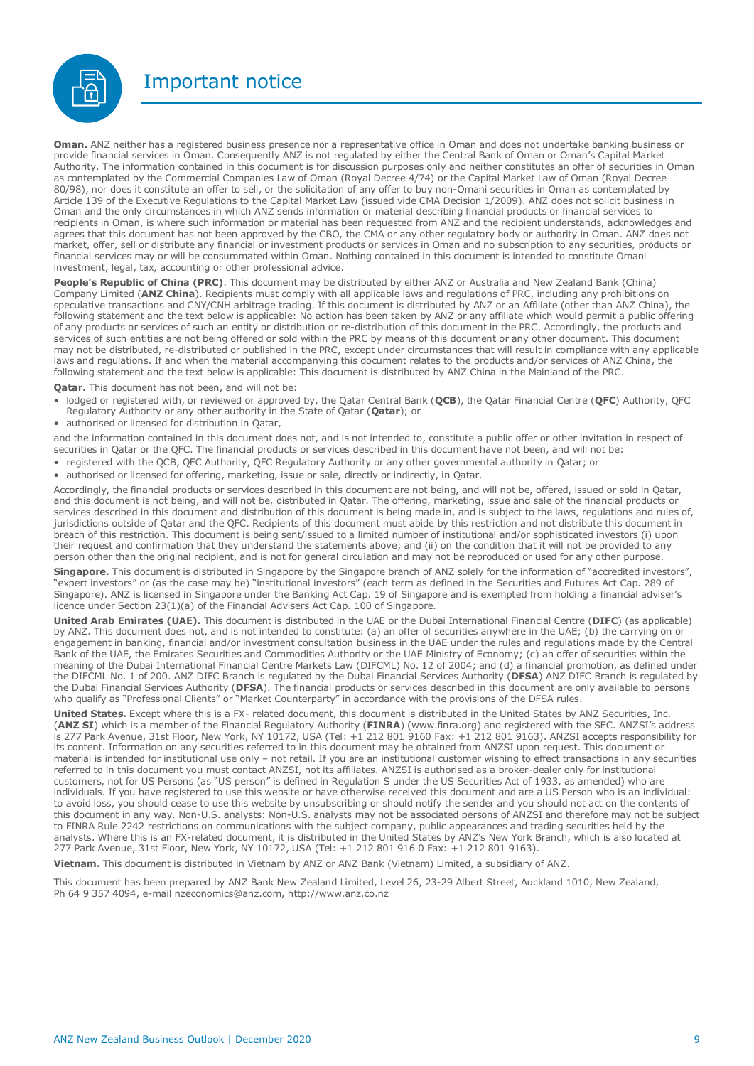# Important notice

**Oman.** ANZ neither has a registered business presence nor a representative office in Oman and does not undertake banking business or provide financial services in Oman. Consequently ANZ is not regulated by either the Central Bank of Oman or Oman's Capital Market Authority. The information contained in this document is for discussion purposes only and neither constitutes an offer of securities in Oman as contemplated by the Commercial Companies Law of Oman (Royal Decree 4/74) or the Capital Market Law of Oman (Royal Decree 80/98), nor does it constitute an offer to sell, or the solicitation of any offer to buy non-Omani securities in Oman as contemplated by Article 139 of the Executive Regulations to the Capital Market Law (issued vide CMA Decision 1/2009). ANZ does not solicit business in Oman and the only circumstances in which ANZ sends information or material describing financial products or financial services to recipients in Oman, is where such information or material has been requested from ANZ and the recipient understands, acknowledges and agrees that this document has not been approved by the CBO, the CMA or any other regulatory body or authority in Oman. ANZ does not market, offer, sell or distribute any financial or investment products or services in Oman and no subscription to any securities, products or financial services may or will be consummated within Oman. Nothing contained in this document is intended to constitute Omani investment, legal, tax, accounting or other professional advice.

**People's Republic of China (PRC)**. This document may be distributed by either ANZ or Australia and New Zealand Bank (China) Company Limited (**ANZ China**). Recipients must comply with all applicable laws and regulations of PRC, including any prohibitions on speculative transactions and CNY/CNH arbitrage trading. If this document is distributed by ANZ or an Affiliate (other than ANZ China), the following statement and the text below is applicable: No action has been taken by ANZ or any affiliate which would permit a public offering of any products or services of such an entity or distribution or re-distribution of this document in the PRC. Accordingly, the products and services of such entities are not being offered or sold within the PRC by means of this document or any other document. This document may not be distributed, re-distributed or published in the PRC, except under circumstances that will result in compliance with any applicable laws and regulations. If and when the material accompanying this document relates to the products and/or services of ANZ China, the following statement and the text below is applicable: This document is distributed by ANZ China in the Mainland of the PRC.

**Qatar.** This document has not been, and will not be:

- lodged or registered with, or reviewed or approved by, the Qatar Central Bank (**QCB**), the Qatar Financial Centre (**QFC**) Authority, QFC Regulatory Authority or any other authority in the State of Qatar (**Qatar**); or
- authorised or licensed for distribution in Qatar,

and the information contained in this document does not, and is not intended to, constitute a public offer or other invitation in respect of securities in Qatar or the QFC. The financial products or services described in this document have not been, and will not be:

- registered with the QCB, QFC Authority, QFC Regulatory Authority or any other governmental authority in Qatar; or
- authorised or licensed for offering, marketing, issue or sale, directly or indirectly, in Qatar.

Accordingly, the financial products or services described in this document are not being, and will not be, offered, issued or sold in Qatar, and this document is not being, and will not be, distributed in Qatar. The offering, marketing, issue and sale of the financial products or services described in this document and distribution of this document is being made in, and is subject to the laws, regulations and rules of, jurisdictions outside of Qatar and the QFC. Recipients of this document must abide by this restriction and not distribute this document in breach of this restriction. This document is being sent/issued to a limited number of institutional and/or sophisticated investors (i) upon their request and confirmation that they understand the statements above; and (ii) on the condition that it will not be provided to any person other than the original recipient, and is not for general circulation and may not be reproduced or used for any other purpose.

**Singapore.** This document is distributed in Singapore by the Singapore branch of ANZ solely for the information of "accredited investors", "expert investors" or (as the case may be) "institutional investors" (each term as defined in the Securities and Futures Act Cap. 289 of Singapore). ANZ is licensed in Singapore under the Banking Act Cap. 19 of Singapore and is exempted from holding a financial adviser's licence under Section 23(1)(a) of the Financial Advisers Act Cap. 100 of Singapore.

**United Arab Emirates (UAE).** This document is distributed in the UAE or the Dubai International Financial Centre (**DIFC**) (as applicable) by ANZ. This document does not, and is not intended to constitute: (a) an offer of securities anywhere in the UAE; (b) the carrying on or engagement in banking, financial and/or investment consultation business in the UAE under the rules and regulations made by the Central Bank of the UAE, the Emirates Securities and Commodities Authority or the UAE Ministry of Economy; (c) an offer of securities within the meaning of the Dubai International Financial Centre Markets Law (DIFCML) No. 12 of 2004; and (d) a financial promotion, as defined under the DIFCML No. 1 of 200. ANZ DIFC Branch is regulated by the Dubai Financial Services Authority (**DFSA**) ANZ DIFC Branch is regulated by the Dubai Financial Services Authority (**DFSA**). The financial products or services described in this document are only available to persons who qualify as "Professional Clients" or "Market Counterparty" in accordance with the provisions of the DFSA rules.

**United States.** Except where this is a FX- related document, this document is distributed in the United States by ANZ Securities, Inc. (**ANZ SI**) which is a member of the Financial Regulatory Authority (**FINRA**) (www.finra.org) and registered with the SEC. ANZSI's address is 277 Park Avenue, 31st Floor, New York, NY 10172, USA (Tel: +1 212 801 9160 Fax: +1 212 801 9163). ANZSI accepts responsibility for its content. Information on any securities referred to in this document may be obtained from ANZSI upon request. This document or material is intended for institutional use only – not retail. If you are an institutional customer wishing to effect transactions in any securities referred to in this document you must contact ANZSI, not its affiliates. ANZSI is authorised as a broker-dealer only for institutional customers, not for US Persons (as "US person" is defined in Regulation S under the US Securities Act of 1933, as amended) who are individuals. If you have registered to use this website or have otherwise received this document and are a US Person who is an individual: to avoid loss, you should cease to use this website by unsubscribing or should notify the sender and you should not act on the contents of this document in any way. Non-U.S. analysts: Non-U.S. analysts may not be associated persons of ANZSI and therefore may not be subject to FINRA Rule 2242 restrictions on communications with the subject company, public appearances and trading securities held by the analysts. Where this is an FX-related document, it is distributed in the United States by ANZ's New York Branch, which is also located at 277 Park Avenue, 31st Floor, New York, NY 10172, USA (Tel: +1 212 801 916 0 Fax: +1 212 801 9163).

**Vietnam.** This document is distributed in Vietnam by ANZ or ANZ Bank (Vietnam) Limited, a subsidiary of ANZ.

This document has been prepared by ANZ Bank New Zealand Limited, Level 26, 23-29 Albert Street, Auckland 1010, New Zealand, Ph 64 9 357 4094, e-mail nzeconomics@anz.com, http://www.anz.co.nz